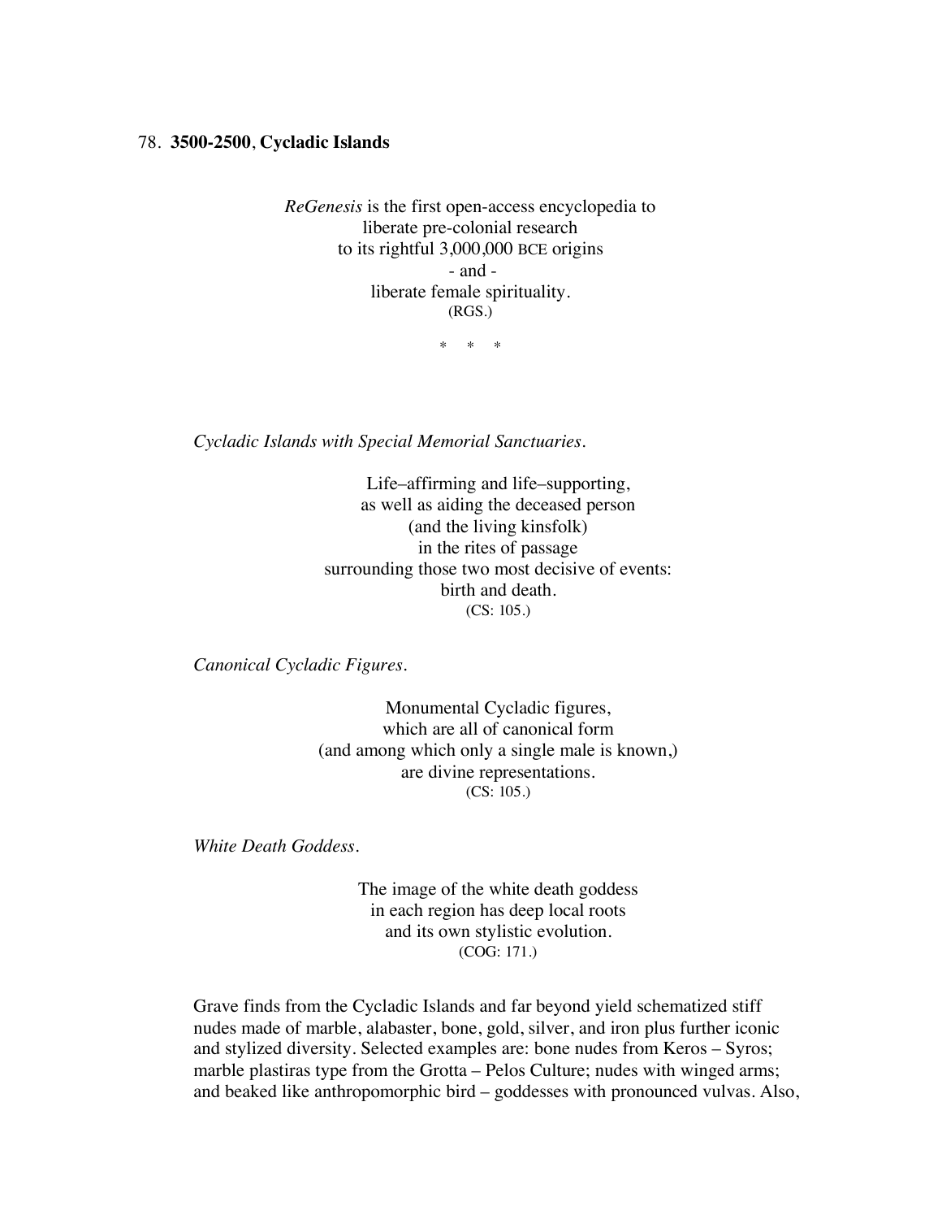78. **3500-2500**, **Cycladic Islands**

*ReGenesis* is the first open-access encyclopedia to
liberate pre-colonial research
to its rightful 3,000,000 BCE origins
- and -
liberate female spirituality.
(RGS.)

\*   \*   \*

*Cycladic Islands with Special Memorial Sanctuaries.*

Life–affirming and life–supporting,
as well as aiding the deceased person
(and the living kinsfolk)
in the rites of passage
surrounding those two most decisive of events:
birth and death.
(CS: 105.)

*Canonical Cycladic Figures.*

Monumental Cycladic figures,
which are all of canonical form
(and among which only a single male is known,)
are divine representations.
(CS: 105.)

*White Death Goddess.*

The image of the white death goddess
in each region has deep local roots
and its own stylistic evolution.
(COG: 171.)

Grave finds from the Cycladic Islands and far beyond yield schematized stiff nudes made of marble, alabaster, bone, gold, silver, and iron plus further iconic and stylized diversity. Selected examples are: bone nudes from Keros – Syros; marble plastiras type from the Grotta – Pelos Culture; nudes with winged arms; and beaked like anthropomorphic bird – goddesses with pronounced vulvas. Also,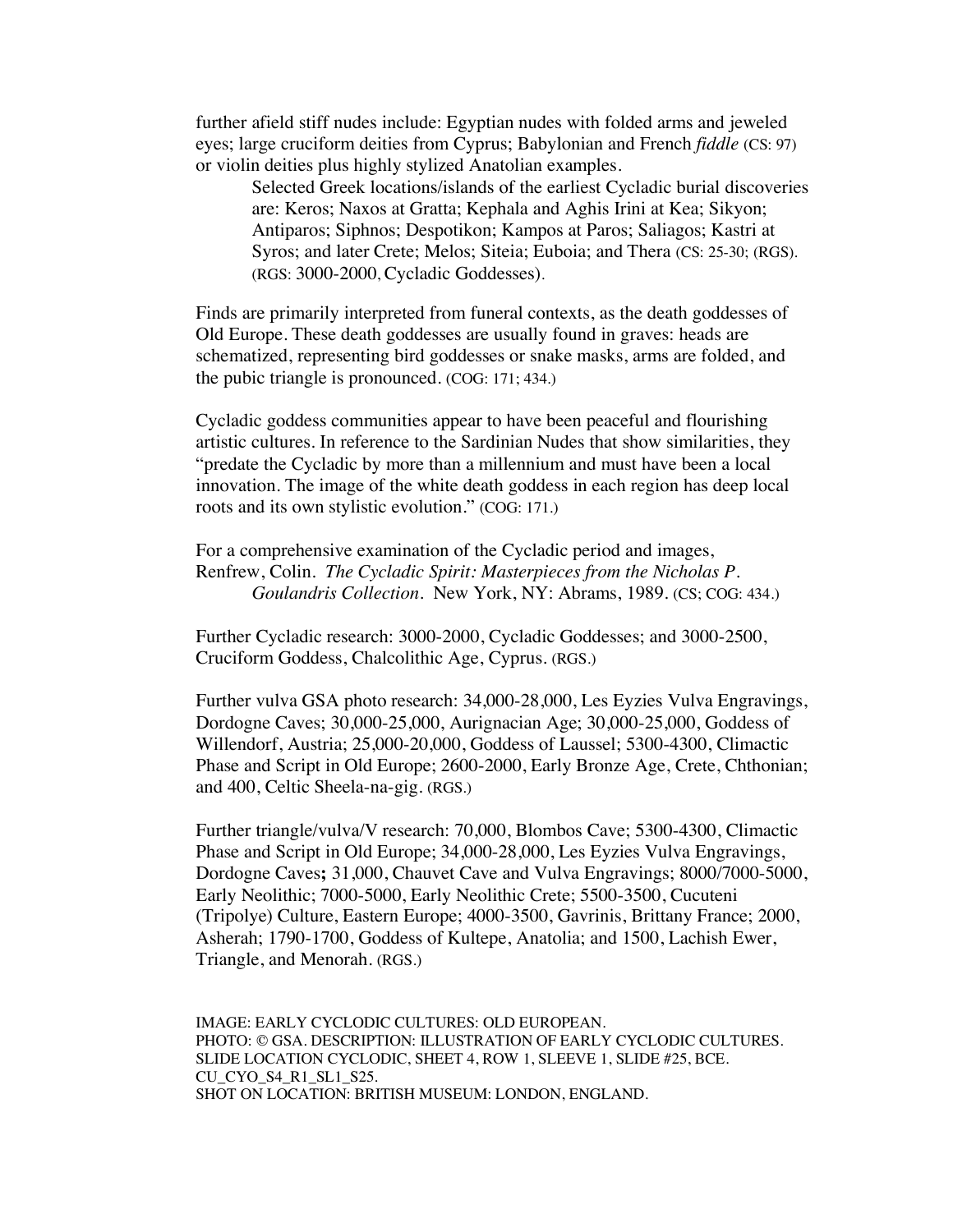further afield stiff nudes include: Egyptian nudes with folded arms and jeweled eyes; large cruciform deities from Cyprus; Babylonian and French *fiddle* (CS: 97) or violin deities plus highly stylized Anatolian examples.

> Selected Greek locations/islands of the earliest Cycladic burial discoveries are: Keros; Naxos at Gratta; Kephala and Aghis Irini at Kea; Sikyon; Antiparos; Siphnos; Despotikon; Kampos at Paros; Saliagos; Kastri at Syros; and later Crete; Melos; Siteia; Euboia; and Thera (CS: 25-30; (RGS). (RGS: 3000-2000, Cycladic Goddesses).

Finds are primarily interpreted from funeral contexts, as the death goddesses of Old Europe. These death goddesses are usually found in graves: heads are schematized, representing bird goddesses or snake masks, arms are folded, and the pubic triangle is pronounced. (COG: 171; 434.)

Cycladic goddess communities appear to have been peaceful and flourishing artistic cultures. In reference to the Sardinian Nudes that show similarities, they "predate the Cycladic by more than a millennium and must have been a local innovation. The image of the white death goddess in each region has deep local roots and its own stylistic evolution." (COG: 171.)

For a comprehensive examination of the Cycladic period and images,
Renfrew, Colin. *The Cycladic Spirit: Masterpieces from the Nicholas P. Goulandris Collection*. New York, NY: Abrams, 1989. (CS; COG: 434.)

Further Cycladic research: 3000-2000, Cycladic Goddesses; and 3000-2500, Cruciform Goddess, Chalcolithic Age, Cyprus. (RGS.)

Further vulva GSA photo research: 34,000-28,000, Les Eyzies Vulva Engravings, Dordogne Caves; 30,000-25,000, Aurignacian Age; 30,000-25,000, Goddess of Willendorf, Austria; 25,000-20,000, Goddess of Laussel; 5300-4300, Climactic Phase and Script in Old Europe; 2600-2000, Early Bronze Age, Crete, Chthonian; and 400, Celtic Sheela-na-gig. (RGS.)

Further triangle/vulva/V research: 70,000, Blombos Cave; 5300-4300, Climactic Phase and Script in Old Europe; 34,000-28,000, Les Eyzies Vulva Engravings, Dordogne Caves**;** 31,000, Chauvet Cave and Vulva Engravings; 8000/7000-5000, Early Neolithic; 7000-5000, Early Neolithic Crete; 5500-3500, Cucuteni (Tripolye) Culture, Eastern Europe; 4000-3500, Gavrinis, Brittany France; 2000, Asherah; 1790-1700, Goddess of Kultepe, Anatolia; and 1500, Lachish Ewer, Triangle, and Menorah. (RGS.)

IMAGE: EARLY CYCLODIC CULTURES: OLD EUROPEAN.
PHOTO: © GSA. DESCRIPTION: ILLUSTRATION OF EARLY CYCLODIC CULTURES.
SLIDE LOCATION CYCLODIC, SHEET 4, ROW 1, SLEEVE 1, SLIDE #25, BCE.
CU_CYO_S4_R1_SL1_S25.
SHOT ON LOCATION: BRITISH MUSEUM: LONDON, ENGLAND.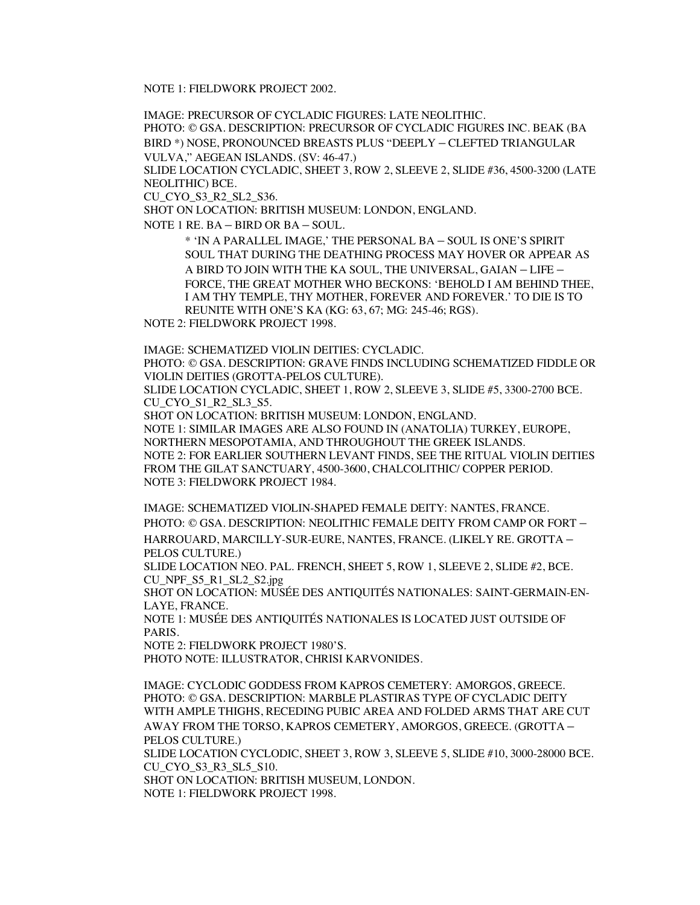NOTE 1: FIELDWORK PROJECT 2002.

IMAGE: PRECURSOR OF CYCLADIC FIGURES: LATE NEOLITHIC.
PHOTO: © GSA. DESCRIPTION: PRECURSOR OF CYCLADIC FIGURES INC. BEAK (BA BIRD *) NOSE, PRONOUNCED BREASTS PLUS "DEEPLY – CLEFTED TRIANGULAR VULVA," AEGEAN ISLANDS. (SV: 46-47.)
SLIDE LOCATION CYCLADIC, SHEET 3, ROW 2, SLEEVE 2, SLIDE #36, 4500-3200 (LATE NEOLITHIC) BCE.
CU_CYO_S3_R2_SL2_S36.
SHOT ON LOCATION: BRITISH MUSEUM: LONDON, ENGLAND.
NOTE 1 RE. BA – BIRD OR BA – SOUL.

> * 'IN A PARALLEL IMAGE,' THE PERSONAL BA – SOUL IS ONE'S SPIRIT SOUL THAT DURING THE DEATHING PROCESS MAY HOVER OR APPEAR AS A BIRD TO JOIN WITH THE KA SOUL, THE UNIVERSAL, GAIAN – LIFE – FORCE, THE GREAT MOTHER WHO BECKONS: 'BEHOLD I AM BEHIND THEE, I AM THY TEMPLE, THY MOTHER, FOREVER AND FOREVER.' TO DIE IS TO REUNITE WITH ONE'S KA (KG: 63, 67; MG: 245-46; RGS).

NOTE 2: FIELDWORK PROJECT 1998.

IMAGE: SCHEMATIZED VIOLIN DEITIES: CYCLADIC.
PHOTO: © GSA. DESCRIPTION: GRAVE FINDS INCLUDING SCHEMATIZED FIDDLE OR VIOLIN DEITIES (GROTTA-PELOS CULTURE).
SLIDE LOCATION CYCLADIC, SHEET 1, ROW 2, SLEEVE 3, SLIDE #5, 3300-2700 BCE.
CU_CYO_S1_R2_SL3_S5.
SHOT ON LOCATION: BRITISH MUSEUM: LONDON, ENGLAND.
NOTE 1: SIMILAR IMAGES ARE ALSO FOUND IN (ANATOLIA) TURKEY, EUROPE, NORTHERN MESOPOTAMIA, AND THROUGHOUT THE GREEK ISLANDS.
NOTE 2: FOR EARLIER SOUTHERN LEVANT FINDS, SEE THE RITUAL VIOLIN DEITIES FROM THE GILAT SANCTUARY, 4500-3600, CHALCOLITHIC/ COPPER PERIOD.
NOTE 3: FIELDWORK PROJECT 1984.

IMAGE: SCHEMATIZED VIOLIN-SHAPED FEMALE DEITY: NANTES, FRANCE.
PHOTO: © GSA. DESCRIPTION: NEOLITHIC FEMALE DEITY FROM CAMP OR FORT – HARROUARD, MARCILLY-SUR-EURE, NANTES, FRANCE. (LIKELY RE. GROTTA – PELOS CULTURE.)
SLIDE LOCATION NEO. PAL. FRENCH, SHEET 5, ROW 1, SLEEVE 2, SLIDE #2, BCE.
CU_NPF_S5_R1_SL2_S2.jpg
SHOT ON LOCATION: MUSÉE DES ANTIQUITÉS NATIONALES: SAINT-GERMAIN-EN-LAYE, FRANCE.
NOTE 1: MUSÉE DES ANTIQUITÉS NATIONALES IS LOCATED JUST OUTSIDE OF PARIS.
NOTE 2: FIELDWORK PROJECT 1980'S.
PHOTO NOTE: ILLUSTRATOR, CHRISI KARVONIDES.

IMAGE: CYCLODIC GODDESS FROM KAPROS CEMETERY: AMORGOS, GREECE.
PHOTO: © GSA. DESCRIPTION: MARBLE PLASTIRAS TYPE OF CYCLADIC DEITY WITH AMPLE THIGHS, RECEDING PUBIC AREA AND FOLDED ARMS THAT ARE CUT AWAY FROM THE TORSO, KAPROS CEMETERY, AMORGOS, GREECE. (GROTTA – PELOS CULTURE.)
SLIDE LOCATION CYCLODIC, SHEET 3, ROW 3, SLEEVE 5, SLIDE #10, 3000-28000 BCE.
CU_CYO_S3_R3_SL5_S10.
SHOT ON LOCATION: BRITISH MUSEUM, LONDON.
NOTE 1: FIELDWORK PROJECT 1998.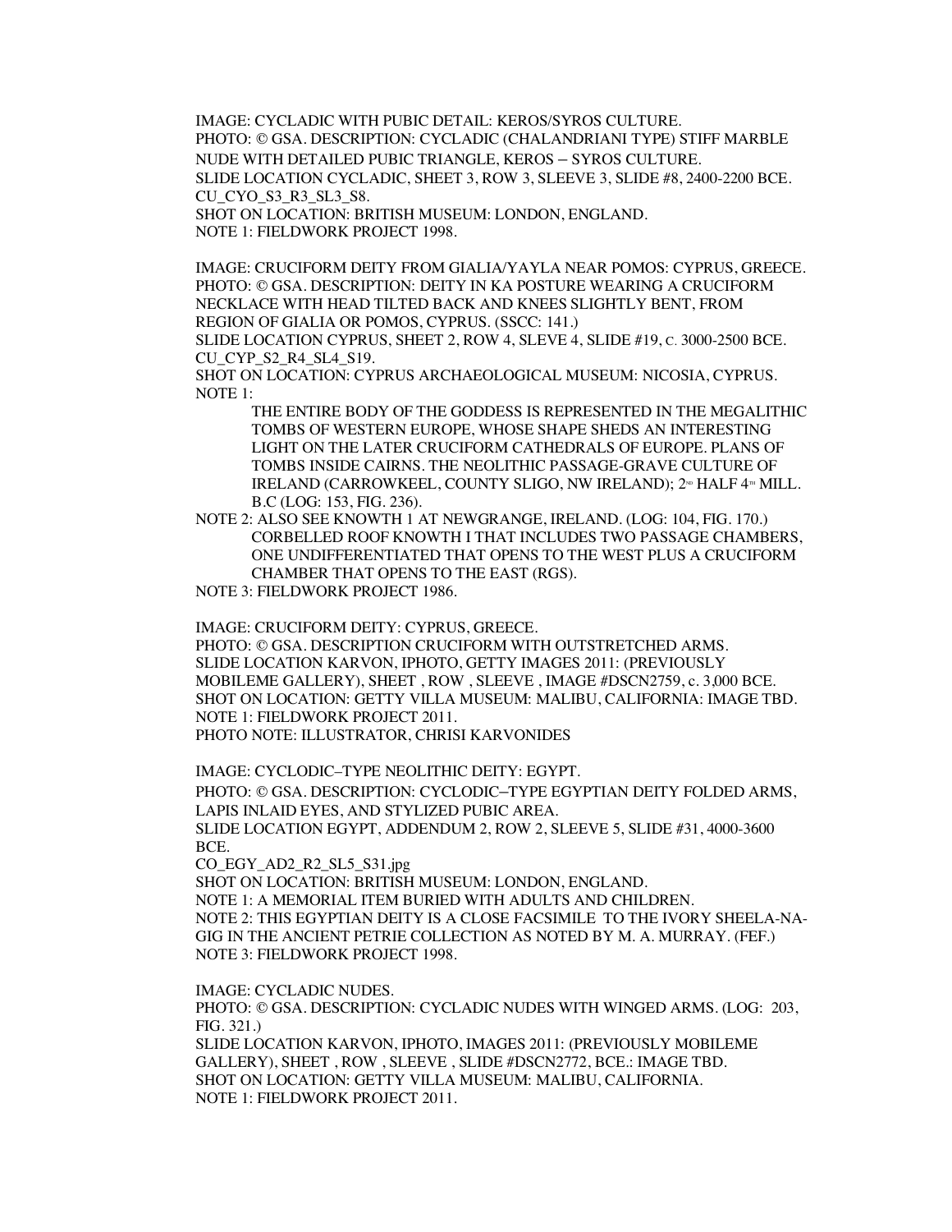IMAGE: CYCLADIC WITH PUBIC DETAIL: KEROS/SYROS CULTURE.
PHOTO: © GSA. DESCRIPTION: CYCLADIC (CHALANDRIANI TYPE) STIFF MARBLE NUDE WITH DETAILED PUBIC TRIANGLE, KEROS – SYROS CULTURE.
SLIDE LOCATION CYCLADIC, SHEET 3, ROW 3, SLEEVE 3, SLIDE #8, 2400-2200 BCE.
CU_CYO_S3_R3_SL3_S8.
SHOT ON LOCATION: BRITISH MUSEUM: LONDON, ENGLAND.
NOTE 1: FIELDWORK PROJECT 1998.

IMAGE: CRUCIFORM DEITY FROM GIALIA/YAYLA NEAR POMOS: CYPRUS, GREECE.
PHOTO: © GSA. DESCRIPTION: DEITY IN KA POSTURE WEARING A CRUCIFORM NECKLACE WITH HEAD TILTED BACK AND KNEES SLIGHTLY BENT, FROM REGION OF GIALIA OR POMOS, CYPRUS. (SSCC: 141.)
SLIDE LOCATION CYPRUS, SHEET 2, ROW 4, SLEVE 4, SLIDE #19, C. 3000-2500 BCE.
CU_CYP_S2_R4_SL4_S19.
SHOT ON LOCATION: CYPRUS ARCHAEOLOGICAL MUSEUM: NICOSIA, CYPRUS.
NOTE 1:

> THE ENTIRE BODY OF THE GODDESS IS REPRESENTED IN THE MEGALITHIC TOMBS OF WESTERN EUROPE, WHOSE SHAPE SHEDS AN INTERESTING LIGHT ON THE LATER CRUCIFORM CATHEDRALS OF EUROPE. PLANS OF TOMBS INSIDE CAIRNS. THE NEOLITHIC PASSAGE-GRAVE CULTURE OF IRELAND (CARROWKEEL, COUNTY SLIGO, NW IRELAND); 2ND HALF 4TH MILL. B.C (LOG: 153, FIG. 236).

NOTE 2: ALSO SEE KNOWTH 1 AT NEWGRANGE, IRELAND. (LOG: 104, FIG. 170.)

> CORBELLED ROOF KNOWTH I THAT INCLUDES TWO PASSAGE CHAMBERS, ONE UNDIFFERENTIATED THAT OPENS TO THE WEST PLUS A CRUCIFORM CHAMBER THAT OPENS TO THE EAST (RGS).

NOTE 3: FIELDWORK PROJECT 1986.

IMAGE: CRUCIFORM DEITY: CYPRUS, GREECE.
PHOTO: © GSA. DESCRIPTION CRUCIFORM WITH OUTSTRETCHED ARMS.
SLIDE LOCATION KARVON, IPHOTO, GETTY IMAGES 2011: (PREVIOUSLY MOBILEME GALLERY), SHEET , ROW , SLEEVE , IMAGE #DSCN2759, c. 3,000 BCE.
SHOT ON LOCATION: GETTY VILLA MUSEUM: MALIBU, CALIFORNIA: IMAGE TBD.
NOTE 1: FIELDWORK PROJECT 2011.
PHOTO NOTE: ILLUSTRATOR, CHRISI KARVONIDES

IMAGE: CYCLODIC–TYPE NEOLITHIC DEITY: EGYPT.
PHOTO: © GSA. DESCRIPTION: CYCLODIC–TYPE EGYPTIAN DEITY FOLDED ARMS, LAPIS INLAID EYES, AND STYLIZED PUBIC AREA.
SLIDE LOCATION EGYPT, ADDENDUM 2, ROW 2, SLEEVE 5, SLIDE #31, 4000-3600 BCE.
CO_EGY_AD2_R2_SL5_S31.jpg
SHOT ON LOCATION: BRITISH MUSEUM: LONDON, ENGLAND.
NOTE 1: A MEMORIAL ITEM BURIED WITH ADULTS AND CHILDREN.
NOTE 2: THIS EGYPTIAN DEITY IS A CLOSE FACSIMILE TO THE IVORY SHEELA-NA-GIG IN THE ANCIENT PETRIE COLLECTION AS NOTED BY M. A. MURRAY. (FEF.)
NOTE 3: FIELDWORK PROJECT 1998.

IMAGE: CYCLADIC NUDES.
PHOTO: © GSA. DESCRIPTION: CYCLADIC NUDES WITH WINGED ARMS. (LOG: 203, FIG. 321.)
SLIDE LOCATION KARVON, IPHOTO, IMAGES 2011: (PREVIOUSLY MOBILEME GALLERY), SHEET , ROW , SLEEVE , SLIDE #DSCN2772, BCE.: IMAGE TBD.
SHOT ON LOCATION: GETTY VILLA MUSEUM: MALIBU, CALIFORNIA.
NOTE 1: FIELDWORK PROJECT 2011.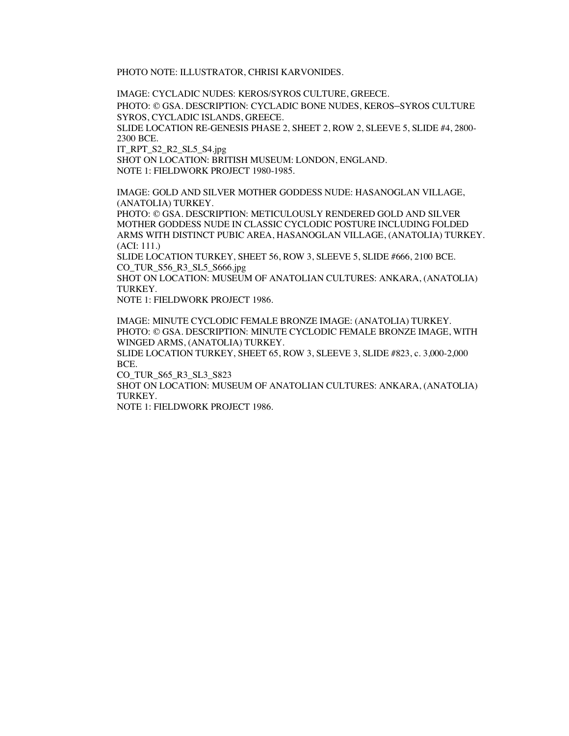PHOTO NOTE: ILLUSTRATOR, CHRISI KARVONIDES.

IMAGE: CYCLADIC NUDES: KEROS/SYROS CULTURE, GREECE.
PHOTO: © GSA. DESCRIPTION: CYCLADIC BONE NUDES, KEROS–SYROS CULTURE SYROS, CYCLADIC ISLANDS, GREECE.
SLIDE LOCATION RE-GENESIS PHASE 2, SHEET 2, ROW 2, SLEEVE 5, SLIDE #4, 2800-2300 BCE.
IT_RPT_S2_R2_SL5_S4.jpg
SHOT ON LOCATION: BRITISH MUSEUM: LONDON, ENGLAND.
NOTE 1: FIELDWORK PROJECT 1980-1985.

IMAGE: GOLD AND SILVER MOTHER GODDESS NUDE: HASANOGLAN VILLAGE, (ANATOLIA) TURKEY.
PHOTO: © GSA. DESCRIPTION: METICULOUSLY RENDERED GOLD AND SILVER MOTHER GODDESS NUDE IN CLASSIC CYCLODIC POSTURE INCLUDING FOLDED ARMS WITH DISTINCT PUBIC AREA, HASANOGLAN VILLAGE, (ANATOLIA) TURKEY. (ACI: 111.)
SLIDE LOCATION TURKEY, SHEET 56, ROW 3, SLEEVE 5, SLIDE #666, 2100 BCE.
CO_TUR_S56_R3_SL5_S666.jpg
SHOT ON LOCATION: MUSEUM OF ANATOLIAN CULTURES: ANKARA, (ANATOLIA) TURKEY.
NOTE 1: FIELDWORK PROJECT 1986.

IMAGE: MINUTE CYCLODIC FEMALE BRONZE IMAGE: (ANATOLIA) TURKEY.
PHOTO: © GSA. DESCRIPTION: MINUTE CYCLODIC FEMALE BRONZE IMAGE, WITH WINGED ARMS, (ANATOLIA) TURKEY.
SLIDE LOCATION TURKEY, SHEET 65, ROW 3, SLEEVE 3, SLIDE #823, c. 3,000-2,000 BCE.
CO_TUR_S65_R3_SL3_S823
SHOT ON LOCATION: MUSEUM OF ANATOLIAN CULTURES: ANKARA, (ANATOLIA) TURKEY.
NOTE 1: FIELDWORK PROJECT 1986.